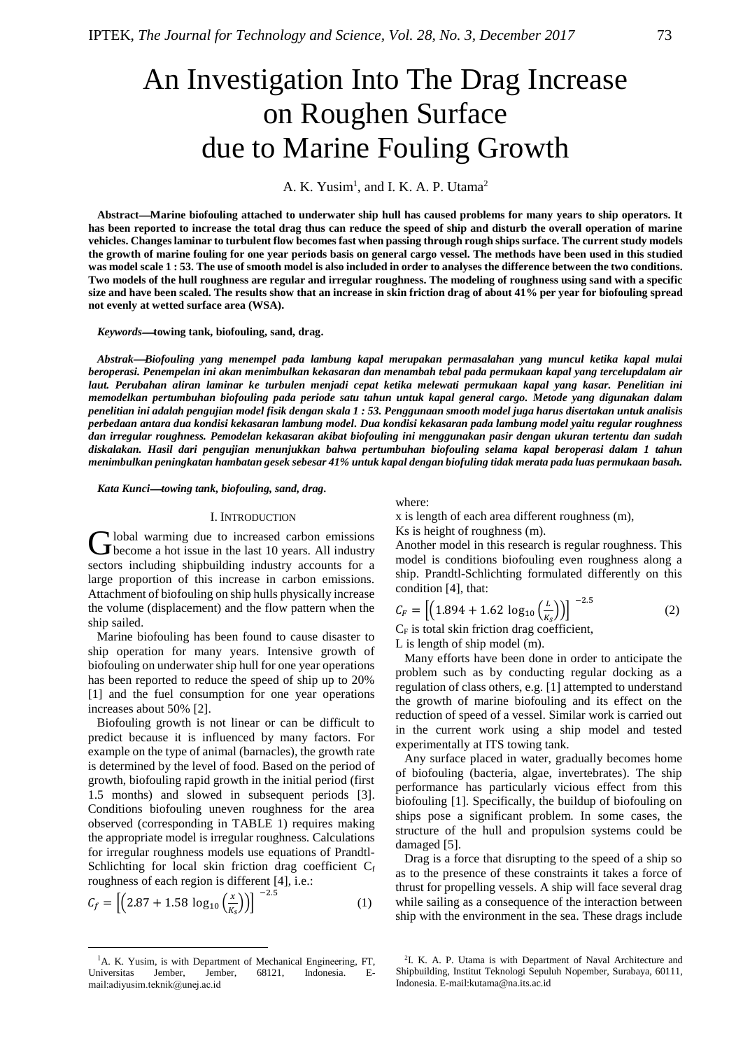# An Investigation Into The Drag Increase on Roughen Surface due to Marine Fouling Growth

A. K. Yusim[1], and I. K. A. P. Utama[2]

**Abstract—Marine biofouling attached to underwater ship hull has caused problems for many years to ship operators. It has been reported to increase the total drag thus can reduce the speed of ship and disturb the overall operation of marine vehicles. Changes laminar to turbulent flow becomes fast when passing through rough ships surface. The current study models the growth of marine fouling for one year periods basis on general cargo vessel. The methods have been used in this studied was model scale 1 : 53. The use of smooth model is also included in order to analyses the difference between the two conditions. Two models of the hull roughness are regular and irregular roughness. The modeling of roughness using sand with a specific size and have been scaled. The results show that an increase in skin friction drag of about 41% per year for biofouling spread not evenly at wetted surface area (WSA).**

***Keywords*—towing tank, biofouling, sand, drag.**

***Abstrak—Biofouling yang menempel pada lambung kapal merupakan permasalahan yang muncul ketika kapal mulai beroperasi. Penempelan ini akan menimbulkan kekasaran dan menambah tebal pada permukaan kapal yang tercelupdalam air laut. Perubahan aliran laminar ke turbulen menjadi cepat ketika melewati permukaan kapal yang kasar. Penelitian ini memodelkan pertumbuhan biofouling pada periode satu tahun untuk kapal general cargo. Metode yang digunakan dalam penelitian ini adalah pengujian model fisik dengan skala 1 : 53. Penggunaan smooth model juga harus disertakan untuk analisis perbedaan antara dua kondisi kekasaran lambung model. Dua kondisi kekasaran pada lambung model yaitu regular roughness dan irregular roughness. Pemodelan kekasaran akibat biofouling ini menggunakan pasir dengan ukuran tertentu dan sudah diskalakan. Hasil dari pengujian menunjukkan bahwa pertumbuhan biofouling selama kapal beroperasi dalam 1 tahun menimbulkan peningkatan hambatan gesek sebesar 41% untuk kapal dengan biofuling tidak merata pada luas permukaan basah.***

***Kata Kunci*—towing tank, biofouling, sand, drag.**

## I. INTRODUCTION

Global warming due to increased carbon emissions become a hot issue in the last 10 years. All industry sectors including shipbuilding industry accounts for a large proportion of this increase in carbon emissions. Attachment of biofouling on ship hulls physically increase the volume (displacement) and the flow pattern when the ship sailed.

Marine biofouling has been found to cause disaster to ship operation for many years. Intensive growth of biofouling on underwater ship hull for one year operations has been reported to reduce the speed of ship up to 20% [1] and the fuel consumption for one year operations increases about 50% [2].

Biofouling growth is not linear or can be difficult to predict because it is influenced by many factors. For example on the type of animal (barnacles), the growth rate is determined by the level of food. Based on the period of growth, biofouling rapid growth in the initial period (first 1.5 months) and slowed in subsequent periods [3]. Conditions biofouling uneven roughness for the area observed (corresponding in TABLE 1) requires making the appropriate model is irregular roughness. Calculations for irregular roughness models use equations of Prandtl-Schlichting for local skin friction drag coefficient $C_f$ roughness of each region is different [4], i.e.:

$$C_f = \left[\left(2.87 + 1.58\,\log_{10}\left(\frac{x}{K_S}\right)\right)\right]^{-2.5} \tag{1}$$

where:

x is length of each area different roughness (m),

Ks is height of roughness (m).

Another model in this research is regular roughness. This model is conditions biofouling even roughness along a ship. Prandtl-Schlichting formulated differently on this condition [4], that:

$$C_F = \left[\left(1.894 + 1.62\,\log_{10}\left(\frac{L}{K_S}\right)\right)\right]^{-2.5} \tag{2}$$

$C_F$ is total skin friction drag coefficient,

L is length of ship model (m).

Many efforts have been done in order to anticipate the problem such as by conducting regular docking as a regulation of class others, e.g. [1] attempted to understand the growth of marine biofouling and its effect on the reduction of speed of a vessel. Similar work is carried out in the current work using a ship model and tested experimentally at ITS towing tank.

Any surface placed in water, gradually becomes home of biofouling (bacteria, algae, invertebrates). The ship performance has particularly vicious effect from this biofouling [1]. Specifically, the buildup of biofouling on ships pose a significant problem. In some cases, the structure of the hull and propulsion systems could be damaged [5].

Drag is a force that disrupting to the speed of a ship so as to the presence of these constraints it takes a force of thrust for propelling vessels. A ship will face several drag while sailing as a consequence of the interaction between ship with the environment in the sea. These drags include

[1]A. K. Yusim, is with Department of Mechanical Engineering, FT, Universitas Jember, Jember, 68121, Indonesia. E-mail:adiyusim.teknik@unej.ac.id

[2]I. K. A. P. Utama is with Department of Naval Architecture and Shipbuilding, Institut Teknologi Sepuluh Nopember, Surabaya, 60111, Indonesia. E-mail:kutama@na.its.ac.id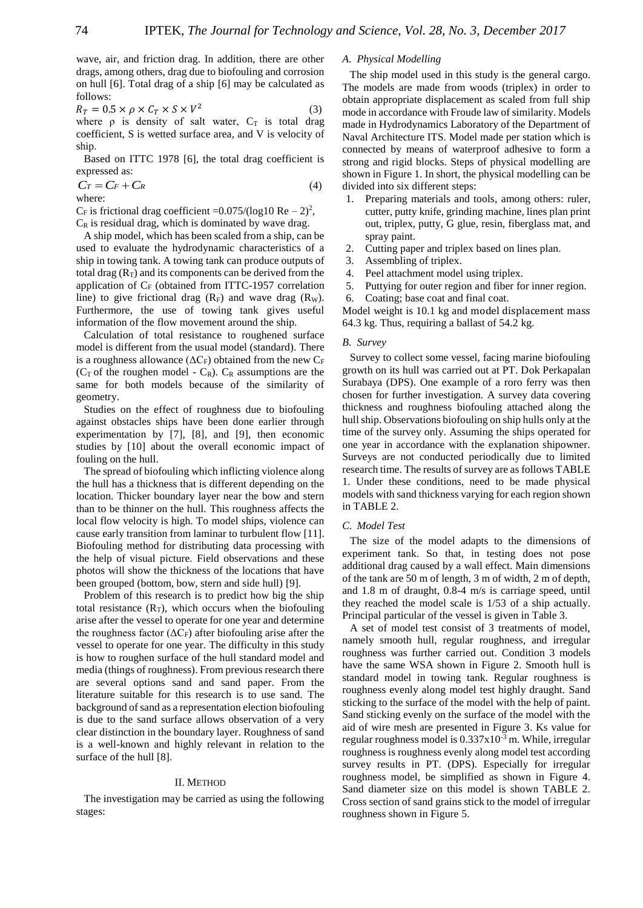wave, air, and friction drag. In addition, there are other drags, among others, drag due to biofouling and corrosion on hull [6]. Total drag of a ship [6] may be calculated as follows:

$$R_T = 0.5 \times \rho \times C_T \times S \times V^2 \quad (3)$$

where $\rho$ is density of salt water, $C_T$ is total drag coefficient, S is wetted surface area, and V is velocity of ship.

Based on ITTC 1978 [6], the total drag coefficient is expressed as:

$$C_T = C_F + C_R \quad (4)$$

where:

$C_F$ is frictional drag coefficient $=0.075/(\log 10\ \mathrm{Re} - 2)^2$,
$C_R$ is residual drag, which is dominated by wave drag.

A ship model, which has been scaled from a ship, can be used to evaluate the hydrodynamic characteristics of a ship in towing tank. A towing tank can produce outputs of total drag ($R_T$) and its components can be derived from the application of $C_F$ (obtained from ITTC-1957 correlation line) to give frictional drag ($R_F$) and wave drag ($R_W$). Furthermore, the use of towing tank gives useful information of the flow movement around the ship.

Calculation of total resistance to roughened surface model is different from the usual model (standard). There is a roughness allowance ($\Delta C_F$) obtained from the new $C_F$ ($C_T$ of the roughen model - $C_R$). $C_R$ assumptions are the same for both models because of the similarity of geometry.

Studies on the effect of roughness due to biofouling against obstacles ships have been done earlier through experimentation by [7], [8], and [9], then economic studies by [10] about the overall economic impact of fouling on the hull.

The spread of biofouling which inflicting violence along the hull has a thickness that is different depending on the location. Thicker boundary layer near the bow and stern than to be thinner on the hull. This roughness affects the local flow velocity is high. To model ships, violence can cause early transition from laminar to turbulent flow [11]. Biofouling method for distributing data processing with the help of visual picture. Field observations and these photos will show the thickness of the locations that have been grouped (bottom, bow, stern and side hull) [9].

Problem of this research is to predict how big the ship total resistance ($R_T$), which occurs when the biofouling arise after the vessel to operate for one year and determine the roughness factor ($\Delta C_F$) after biofouling arise after the vessel to operate for one year. The difficulty in this study is how to roughen surface of the hull standard model and media (things of roughness). From previous research there are several options sand and sand paper. From the literature suitable for this research is to use sand. The background of sand as a representation election biofouling is due to the sand surface allows observation of a very clear distinction in the boundary layer. Roughness of sand is a well-known and highly relevant in relation to the surface of the hull [8].

## II. Method

The investigation may be carried as using the following stages:

### A. Physical Modelling

The ship model used in this study is the general cargo. The models are made from woods (triplex) in order to obtain appropriate displacement as scaled from full ship mode in accordance with Froude law of similarity. Models made in Hydrodynamics Laboratory of the Department of Naval Architecture ITS. Model made per station which is connected by means of waterproof adhesive to form a strong and rigid blocks. Steps of physical modelling are shown in Figure 1. In short, the physical modelling can be divided into six different steps:

1. Preparing materials and tools, among others: ruler, cutter, putty knife, grinding machine, lines plan print out, triplex, putty, G glue, resin, fiberglass mat, and spray paint.
2. Cutting paper and triplex based on lines plan.
3. Assembling of triplex.
4. Peel attachment model using triplex.
5. Puttying for outer region and fiber for inner region.
6. Coating; base coat and final coat.

Model weight is 10.1 kg and model displacement mass 64.3 kg. Thus, requiring a ballast of 54.2 kg.

### B. Survey

Survey to collect some vessel, facing marine biofouling growth on its hull was carried out at PT. Dok Perkapalan Surabaya (DPS). One example of a roro ferry was then chosen for further investigation. A survey data covering thickness and roughness biofouling attached along the hull ship. Observations biofouling on ship hulls only at the time of the survey only. Assuming the ships operated for one year in accordance with the explanation shipowner. Surveys are not conducted periodically due to limited research time. The results of survey are as follows TABLE 1. Under these conditions, need to be made physical models with sand thickness varying for each region shown in TABLE 2.

### C. Model Test

The size of the model adapts to the dimensions of experiment tank. So that, in testing does not pose additional drag caused by a wall effect. Main dimensions of the tank are 50 m of length, 3 m of width, 2 m of depth, and 1.8 m of draught, 0.8-4 m/s is carriage speed, until they reached the model scale is 1/53 of a ship actually. Principal particular of the vessel is given in Table 3.

A set of model test consist of 3 treatments of model, namely smooth hull, regular roughness, and irregular roughness was further carried out. Condition 3 models have the same WSA shown in Figure 2. Smooth hull is standard model in towing tank. Regular roughness is roughness evenly along model test highly draught. Sand sticking to the surface of the model with the help of paint. Sand sticking evenly on the surface of the model with the aid of wire mesh are presented in Figure 3. Ks value for regular roughness model is $0.337 \times 10^{-3}$ m. While, irregular roughness is roughness evenly along model test according survey results in PT. (DPS). Especially for irregular roughness model, be simplified as shown in Figure 4. Sand diameter size on this model is shown TABLE 2. Cross section of sand grains stick to the model of irregular roughness shown in Figure 5.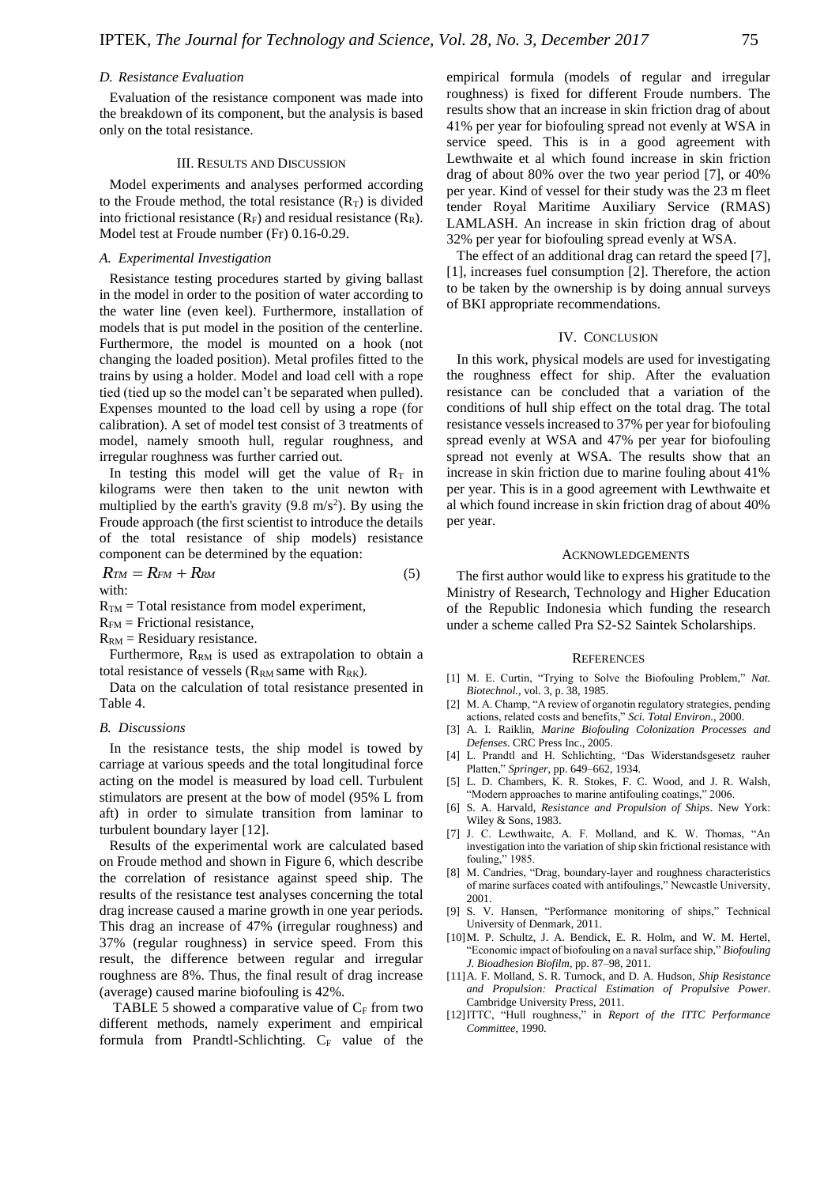### D. Resistance Evaluation

Evaluation of the resistance component was made into the breakdown of its component, but the analysis is based only on the total resistance.

## III. Results and Discussion

Model experiments and analyses performed according to the Froude method, the total resistance ($R_T$) is divided into frictional resistance ($R_F$) and residual resistance ($R_R$). Model test at Froude number (Fr) 0.16-0.29.

### A. Experimental Investigation

Resistance testing procedures started by giving ballast in the model in order to the position of water according to the water line (even keel). Furthermore, installation of models that is put model in the position of the centerline. Furthermore, the model is mounted on a hook (not changing the loaded position). Metal profiles fitted to the trains by using a holder. Model and load cell with a rope tied (tied up so the model can't be separated when pulled). Expenses mounted to the load cell by using a rope (for calibration). A set of model test consist of 3 treatments of model, namely smooth hull, regular roughness, and irregular roughness was further carried out.

In testing this model will get the value of $R_T$ in kilograms were then taken to the unit newton with multiplied by the earth's gravity (9.8 $m/s^2$). By using the Froude approach (the first scientist to introduce the details of the total resistance of ship models) resistance component can be determined by the equation:

$$R_{TM} = R_{FM} + R_{RM} \tag{5}$$

with:

$R_{TM}$ = Total resistance from model experiment,

$R_{FM}$ = Frictional resistance,

$R_{RM}$ = Residuary resistance.

Furthermore, $R_{RM}$ is used as extrapolation to obtain a total resistance of vessels ($R_{RM}$ same with $R_{RK}$).

Data on the calculation of total resistance presented in Table 4.

### B. Discussions

In the resistance tests, the ship model is towed by carriage at various speeds and the total longitudinal force acting on the model is measured by load cell. Turbulent stimulators are present at the bow of model (95% L from aft) in order to simulate transition from laminar to turbulent boundary layer [12].

Results of the experimental work are calculated based on Froude method and shown in Figure 6, which describe the correlation of resistance against speed ship. The results of the resistance test analyses concerning the total drag increase caused a marine growth in one year periods. This drag an increase of 47% (irregular roughness) and 37% (regular roughness) in service speed. From this result, the difference between regular and irregular roughness are 8%. Thus, the final result of drag increase (average) caused marine biofouling is 42%.

TABLE 5 showed a comparative value of $C_F$ from two different methods, namely experiment and empirical formula from Prandtl-Schlichting. $C_F$ value of the empirical formula (models of regular and irregular roughness) is fixed for different Froude numbers. The results show that an increase in skin friction drag of about 41% per year for biofouling spread not evenly at WSA in service speed. This is in a good agreement with Lewthwaite et al which found increase in skin friction drag of about 80% over the two year period [7], or 40% per year. Kind of vessel for their study was the 23 m fleet tender Royal Maritime Auxiliary Service (RMAS) LAMLASH. An increase in skin friction drag of about 32% per year for biofouling spread evenly at WSA.

The effect of an additional drag can retard the speed [7], [1], increases fuel consumption [2]. Therefore, the action to be taken by the ownership is by doing annual surveys of BKI appropriate recommendations.

## IV. Conclusion

In this work, physical models are used for investigating the roughness effect for ship. After the evaluation resistance can be concluded that a variation of the conditions of hull ship effect on the total drag. The total resistance vessels increased to 37% per year for biofouling spread evenly at WSA and 47% per year for biofouling spread not evenly at WSA. The results show that an increase in skin friction due to marine fouling about 41% per year. This is in a good agreement with Lewthwaite et al which found increase in skin friction drag of about 40% per year.

## Acknowledgements

The first author would like to express his gratitude to the Ministry of Research, Technology and Higher Education of the Republic Indonesia which funding the research under a scheme called Pra S2-S2 Saintek Scholarships.

## References

[1] M. E. Curtin, "Trying to Solve the Biofouling Problem," *Nat. Biotechnol.*, vol. 3, p. 38, 1985.

[2] M. A. Champ, "A review of organotin regulatory strategies, pending actions, related costs and benefits," *Sci. Total Environ.*, 2000.

[3] A. I. Raiklin, *Marine Biofouling Colonization Processes and Defenses*. CRC Press Inc., 2005.

[4] L. Prandtl and H. Schlichting, "Das Widerstandsgesetz rauher Platten," *Springer*, pp. 649–662, 1934.

[5] L. D. Chambers, K. R. Stokes, F. C. Wood, and J. R. Walsh, "Modern approaches to marine antifouling coatings," 2006.

[6] S. A. Harvald, *Resistance and Propulsion of Ships*. New York: Wiley & Sons, 1983.

[7] J. C. Lewthwaite, A. F. Molland, and K. W. Thomas, "An investigation into the variation of ship skin frictional resistance with fouling," 1985.

[8] M. Candries, "Drag, boundary-layer and roughness characteristics of marine surfaces coated with antifoulings," Newcastle University, 2001.

[9] S. V. Hansen, "Performance monitoring of ships," Technical University of Denmark, 2011.

[10] M. P. Schultz, J. A. Bendick, E. R. Holm, and W. M. Hertel, "Economic impact of biofouling on a naval surface ship," *Biofouling J. Bioadhesion Biofilm*, pp. 87–98, 2011.

[11] A. F. Molland, S. R. Turnock, and D. A. Hudson, *Ship Resistance and Propulsion: Practical Estimation of Propulsive Power*. Cambridge University Press, 2011.

[12] ITTC, "Hull roughness," in *Report of the ITTC Performance Committee*, 1990.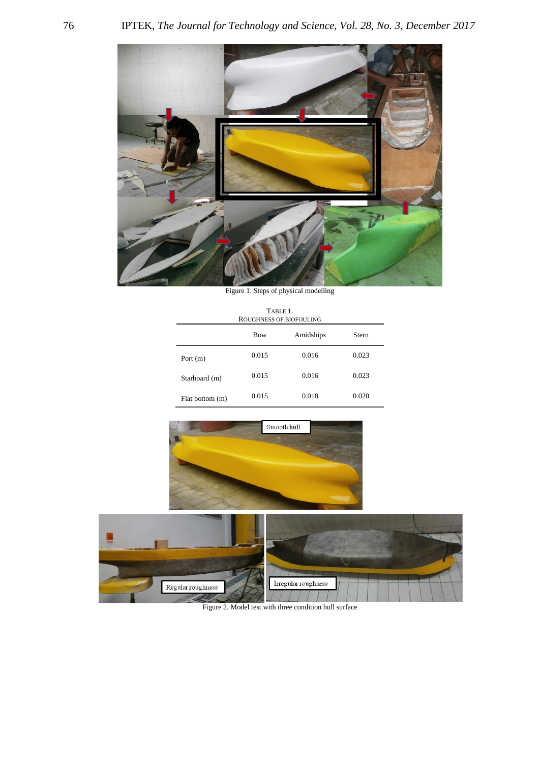Figure 1. Steps of physical modelling

TABLE 1.
ROUGHNESS OF BIOFOULING

| | Bow | Amidships | Stern |
|---|---|---|---|
| Port (m) | 0.015 | 0.016 | 0.023 |
| Starboard (m) | 0.015 | 0.016 | 0.023 |
| Flat bottom (m) | 0.015 | 0.018 | 0.020 |

Figure 2. Model test with three condition hull surface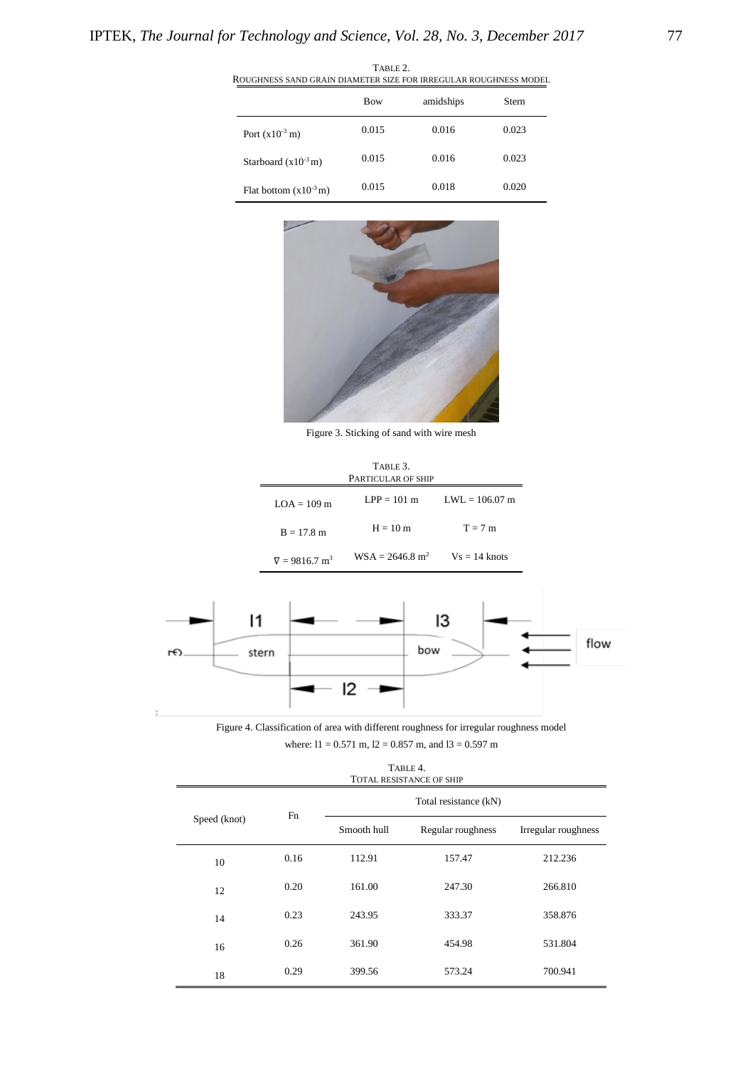TABLE 2.
ROUGHNESS SAND GRAIN DIAMETER SIZE FOR IRREGULAR ROUGHNESS MODEL

| | Bow | amidships | Stern |
|---|---|---|---|
| Port ($x10^{-3}$ m) | 0.015 | 0.016 | 0.023 |
| Starboard ($x10^{-3}$ m) | 0.015 | 0.016 | 0.023 |
| Flat bottom ($x10^{-3}$ m) | 0.015 | 0.018 | 0.020 |

Figure 3. Sticking of sand with wire mesh

TABLE 3.
PARTICULAR OF SHIP

| | | |
|---|---|---|
| LOA = 109 m | LPP = 101 m | LWL = 106.07 m |
| B = 17.8 m | H = 10 m | T = 7 m |
| $\nabla$ = 9816.7 $m^3$ | WSA = 2646.8 $m^2$ | Vs = 14 knots |

Figure 4. Classification of area with different roughness for irregular roughness model

where: l1 = 0.571 m, l2 = 0.857 m, and l3 = 0.597 m

TABLE 4.
TOTAL RESISTANCE OF SHIP

| Speed (knot) | Fn | Total resistance (kN) | | |
|---|---|---|---|---|
| | | Smooth hull | Regular roughness | Irregular roughness |
| 10 | 0.16 | 112.91 | 157.47 | 212.236 |
| 12 | 0.20 | 161.00 | 247.30 | 266.810 |
| 14 | 0.23 | 243.95 | 333.37 | 358.876 |
| 16 | 0.26 | 361.90 | 454.98 | 531.804 |
| 18 | 0.29 | 399.56 | 573.24 | 700.941 |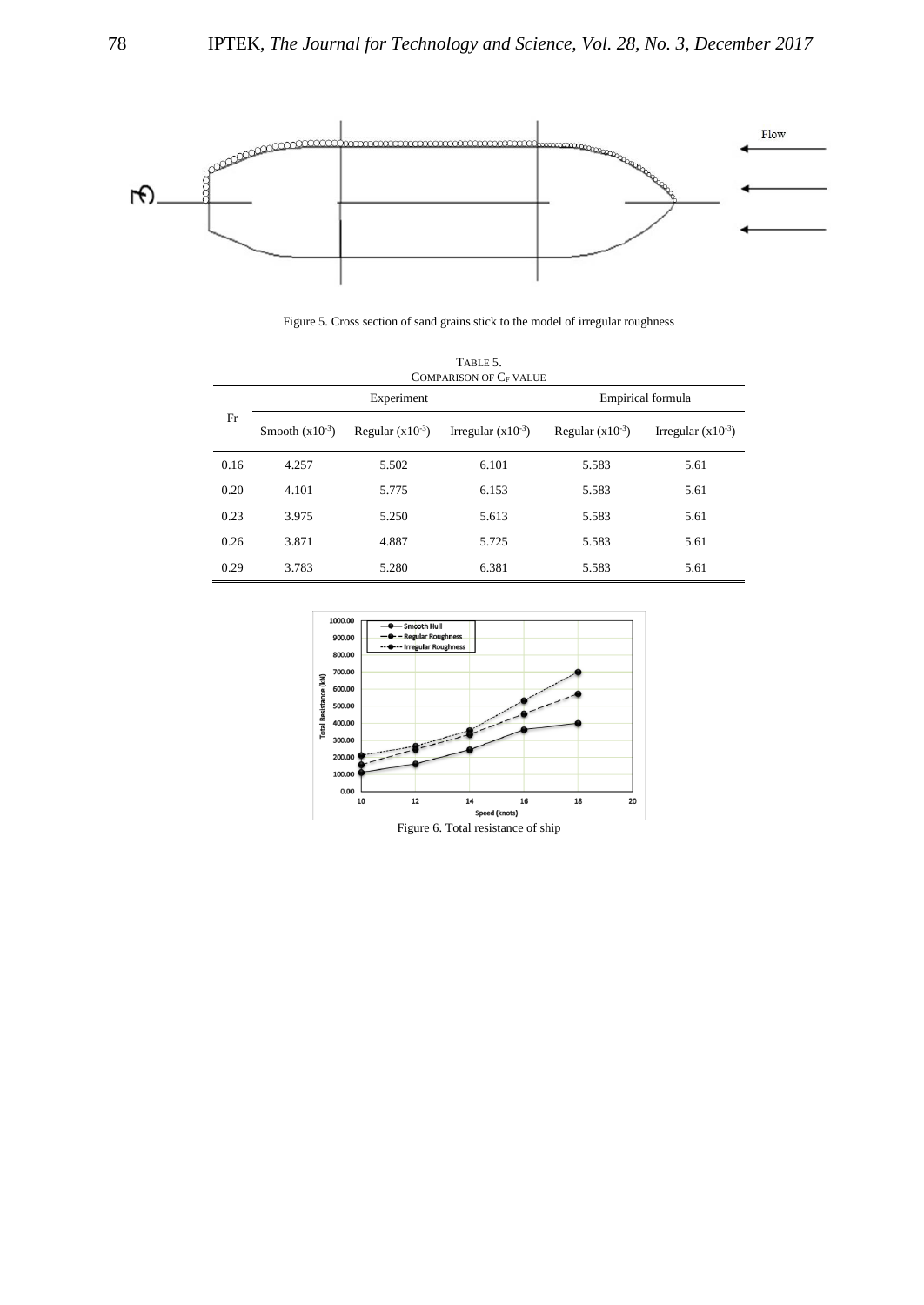Flow

Figure 5. Cross section of sand grains stick to the model of irregular roughness

TABLE 5.
COMPARISON OF $C_F$ VALUE

| Fr | Experiment | | | Empirical formula | |
|---|---|---|---|---|---|
| | Smooth ($x10^{-3}$) | Regular ($x10^{-3}$) | Irregular ($x10^{-3}$) | Regular ($x10^{-3}$) | Irregular ($x10^{-3}$) |
| 0.16 | 4.257 | 5.502 | 6.101 | 5.583 | 5.61 |
| 0.20 | 4.101 | 5.775 | 6.153 | 5.583 | 5.61 |
| 0.23 | 3.975 | 5.250 | 5.613 | 5.583 | 5.61 |
| 0.26 | 3.871 | 4.887 | 5.725 | 5.583 | 5.61 |
| 0.29 | 3.783 | 5.280 | 6.381 | 5.583 | 5.61 |

Smooth Hull
Regular Roughness
Irregular Roughness

Total Resistance (kN)

1000.00
900.00
800.00
700.00
600.00
500.00
400.00
300.00
200.00
100.00
0.00

10
12
14
16
18
20

Speed (knots)

Figure 6. Total resistance of ship